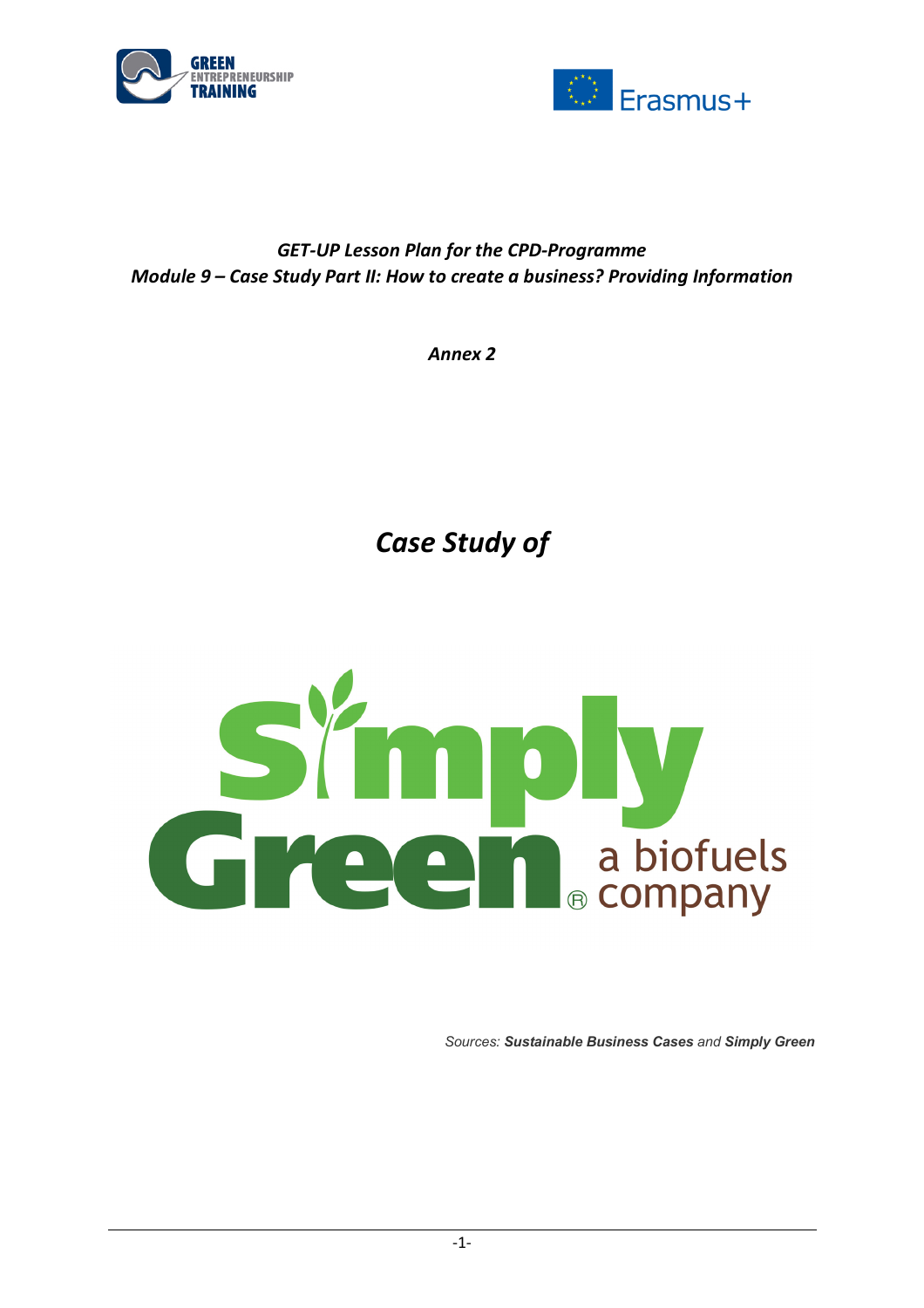*GET-UP Lesson Plan for the CPD-Programme*
*Module 9 – Case Study Part II: How to create a business? Providing Information*

*Annex 2*

# *Case Study of*

Simply Green® a biofuels company

*Sources: **Sustainable Business Cases** and **Simply Green***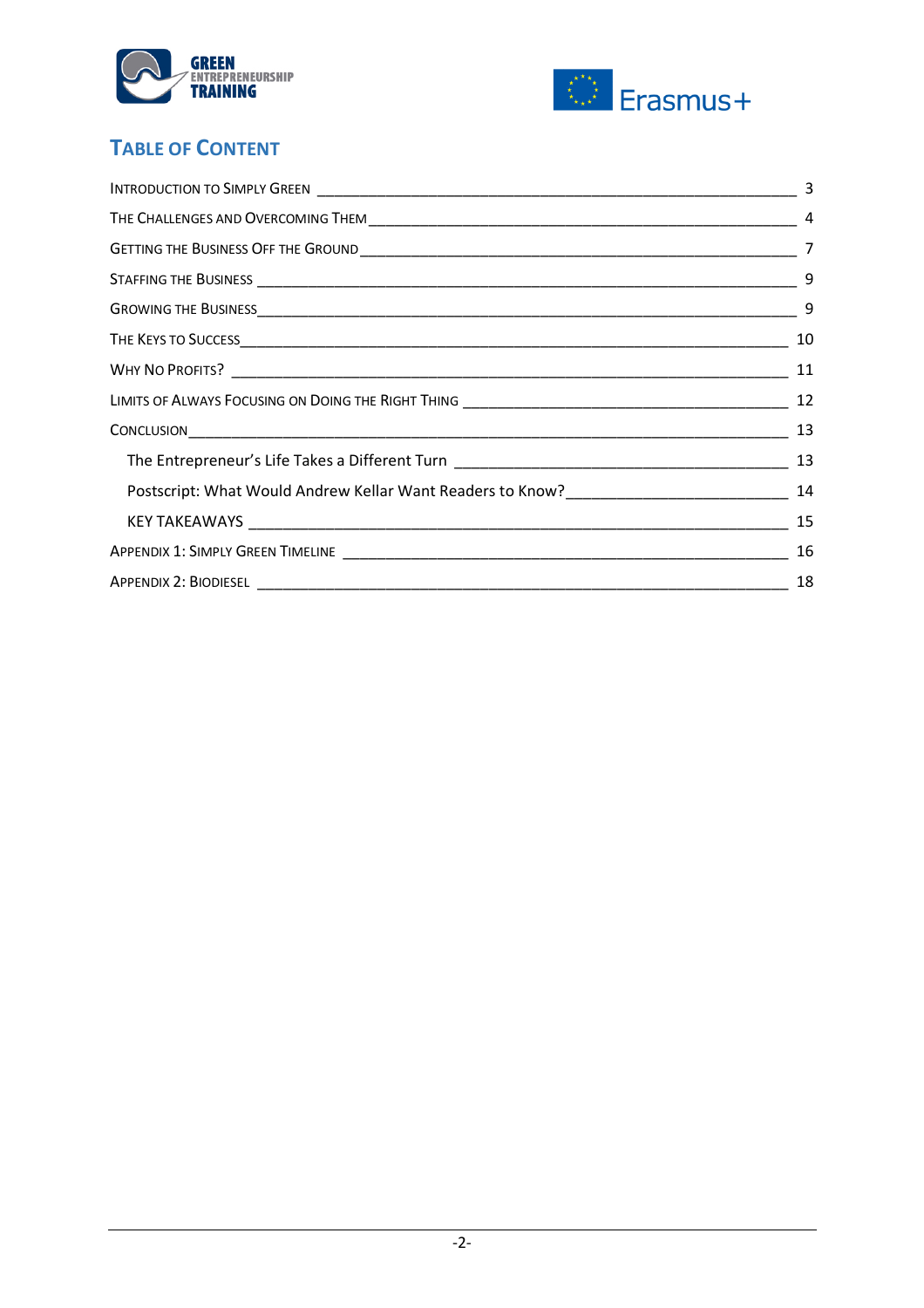## Table of Content

Introduction to Simply Green ___ 3

The Challenges and Overcoming Them ___ 4

Getting the Business Off the Ground ___ 7

Staffing the Business ___ 9

Growing the Business ___ 9

The Keys to Success ___ 10

Why No Profits? ___ 11

Limits of Always Focusing on Doing the Right Thing ___ 12

Conclusion ___ 13

- The Entrepreneur's Life Takes a Different Turn ___ 13
- Postscript: What Would Andrew Kellar Want Readers to Know? ___ 14
- KEY TAKEAWAYS ___ 15

Appendix 1: Simply Green Timeline ___ 16

Appendix 2: Biodiesel ___ 18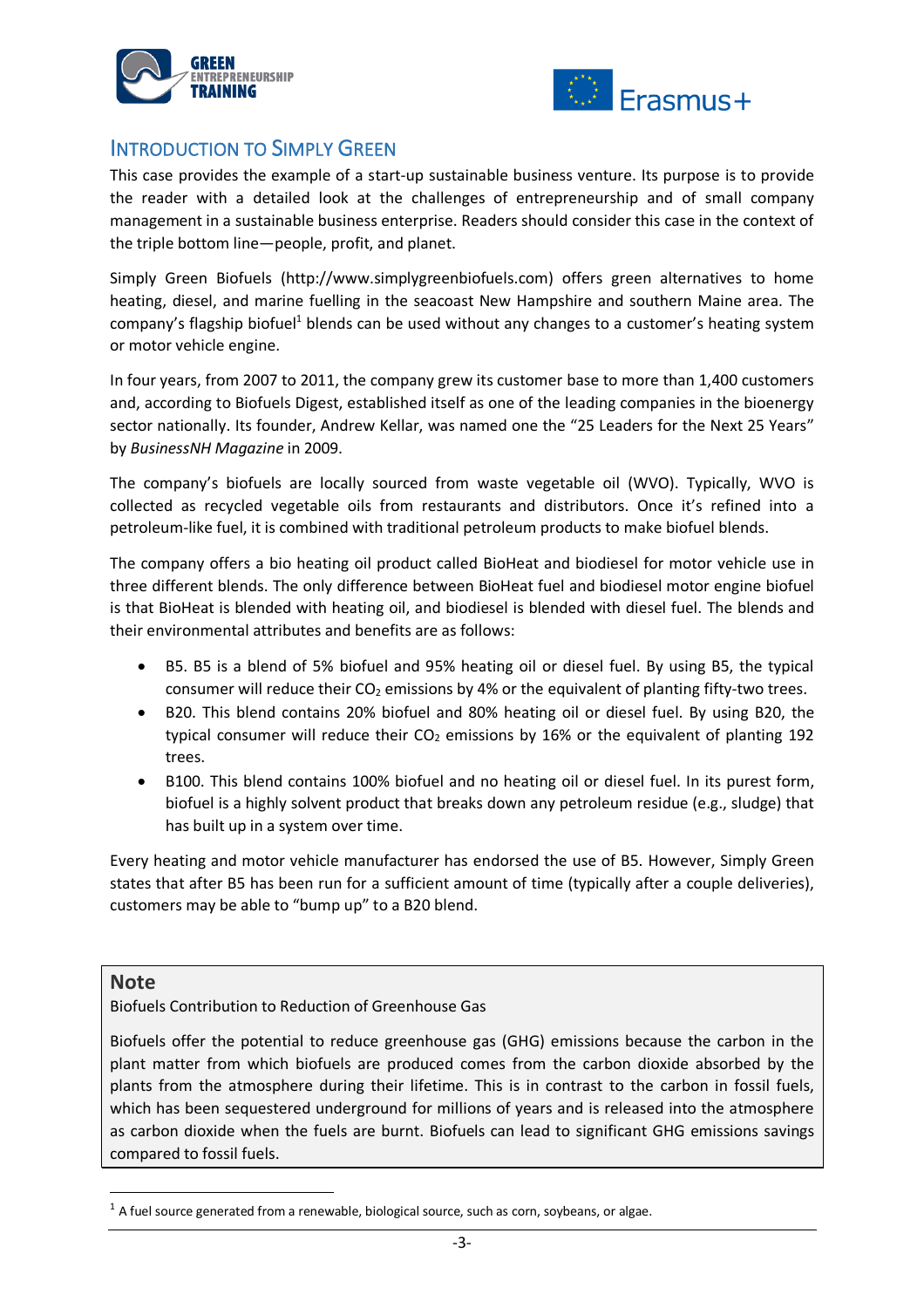## Introduction to Simply Green

This case provides the example of a start-up sustainable business venture. Its purpose is to provide the reader with a detailed look at the challenges of entrepreneurship and of small company management in a sustainable business enterprise. Readers should consider this case in the context of the triple bottom line—people, profit, and planet.

Simply Green Biofuels (http://www.simplygreenbiofuels.com) offers green alternatives to home heating, diesel, and marine fuelling in the seacoast New Hampshire and southern Maine area. The company's flagship biofuel[1] blends can be used without any changes to a customer's heating system or motor vehicle engine.

In four years, from 2007 to 2011, the company grew its customer base to more than 1,400 customers and, according to Biofuels Digest, established itself as one of the leading companies in the bioenergy sector nationally. Its founder, Andrew Kellar, was named one the "25 Leaders for the Next 25 Years" by *BusinessNH Magazine* in 2009.

The company's biofuels are locally sourced from waste vegetable oil (WVO). Typically, WVO is collected as recycled vegetable oils from restaurants and distributors. Once it's refined into a petroleum-like fuel, it is combined with traditional petroleum products to make biofuel blends.

The company offers a bio heating oil product called BioHeat and biodiesel for motor vehicle use in three different blends. The only difference between BioHeat fuel and biodiesel motor engine biofuel is that BioHeat is blended with heating oil, and biodiesel is blended with diesel fuel. The blends and their environmental attributes and benefits are as follows:

- B5. B5 is a blend of 5% biofuel and 95% heating oil or diesel fuel. By using B5, the typical consumer will reduce their $CO_2$ emissions by 4% or the equivalent of planting fifty-two trees.
- B20. This blend contains 20% biofuel and 80% heating oil or diesel fuel. By using B20, the typical consumer will reduce their $CO_2$ emissions by 16% or the equivalent of planting 192 trees.
- B100. This blend contains 100% biofuel and no heating oil or diesel fuel. In its purest form, biofuel is a highly solvent product that breaks down any petroleum residue (e.g., sludge) that has built up in a system over time.

Every heating and motor vehicle manufacturer has endorsed the use of B5. However, Simply Green states that after B5 has been run for a sufficient amount of time (typically after a couple deliveries), customers may be able to "bump up" to a B20 blend.

> **Note**
>
> Biofuels Contribution to Reduction of Greenhouse Gas
>
> Biofuels offer the potential to reduce greenhouse gas (GHG) emissions because the carbon in the plant matter from which biofuels are produced comes from the carbon dioxide absorbed by the plants from the atmosphere during their lifetime. This is in contrast to the carbon in fossil fuels, which has been sequestered underground for millions of years and is released into the atmosphere as carbon dioxide when the fuels are burnt. Biofuels can lead to significant GHG emissions savings compared to fossil fuels.

[1] A fuel source generated from a renewable, biological source, such as corn, soybeans, or algae.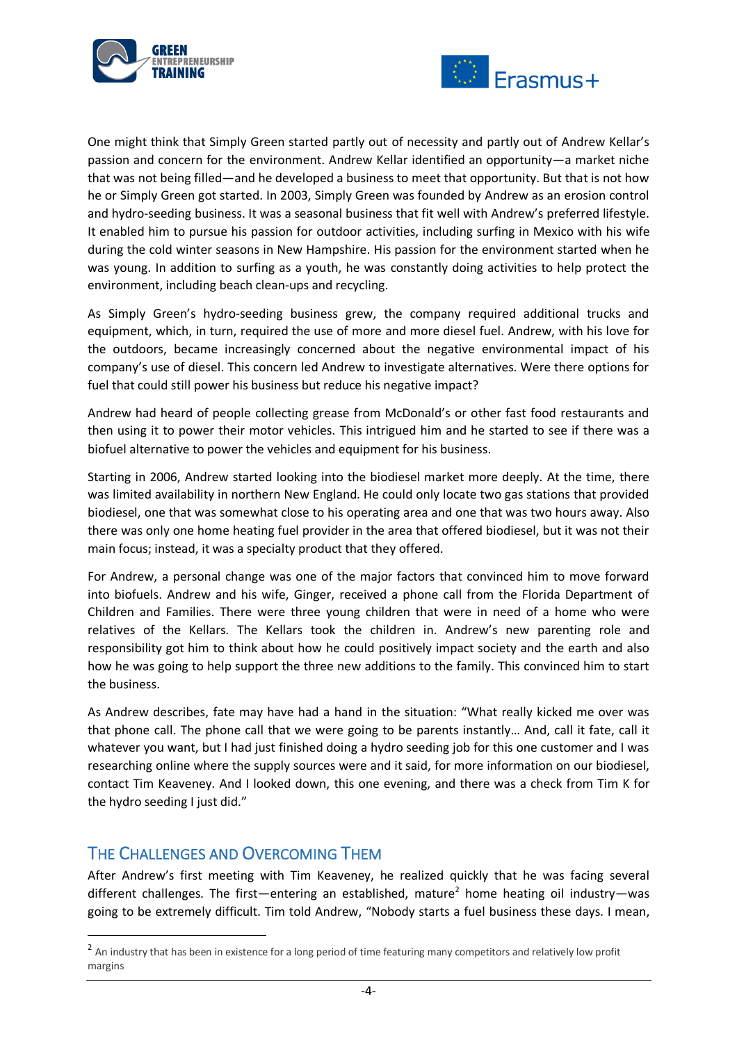One might think that Simply Green started partly out of necessity and partly out of Andrew Kellar's passion and concern for the environment. Andrew Kellar identified an opportunity—a market niche that was not being filled—and he developed a business to meet that opportunity. But that is not how he or Simply Green got started. In 2003, Simply Green was founded by Andrew as an erosion control and hydro-seeding business. It was a seasonal business that fit well with Andrew's preferred lifestyle. It enabled him to pursue his passion for outdoor activities, including surfing in Mexico with his wife during the cold winter seasons in New Hampshire. His passion for the environment started when he was young. In addition to surfing as a youth, he was constantly doing activities to help protect the environment, including beach clean-ups and recycling.

As Simply Green's hydro-seeding business grew, the company required additional trucks and equipment, which, in turn, required the use of more and more diesel fuel. Andrew, with his love for the outdoors, became increasingly concerned about the negative environmental impact of his company's use of diesel. This concern led Andrew to investigate alternatives. Were there options for fuel that could still power his business but reduce his negative impact?

Andrew had heard of people collecting grease from McDonald's or other fast food restaurants and then using it to power their motor vehicles. This intrigued him and he started to see if there was a biofuel alternative to power the vehicles and equipment for his business.

Starting in 2006, Andrew started looking into the biodiesel market more deeply. At the time, there was limited availability in northern New England. He could only locate two gas stations that provided biodiesel, one that was somewhat close to his operating area and one that was two hours away. Also there was only one home heating fuel provider in the area that offered biodiesel, but it was not their main focus; instead, it was a specialty product that they offered.

For Andrew, a personal change was one of the major factors that convinced him to move forward into biofuels. Andrew and his wife, Ginger, received a phone call from the Florida Department of Children and Families. There were three young children that were in need of a home who were relatives of the Kellars. The Kellars took the children in. Andrew's new parenting role and responsibility got him to think about how he could positively impact society and the earth and also how he was going to help support the three new additions to the family. This convinced him to start the business.

As Andrew describes, fate may have had a hand in the situation: "What really kicked me over was that phone call. The phone call that we were going to be parents instantly… And, call it fate, call it whatever you want, but I had just finished doing a hydro seeding job for this one customer and I was researching online where the supply sources were and it said, for more information on our biodiesel, contact Tim Keaveney. And I looked down, this one evening, and there was a check from Tim K for the hydro seeding I just did."

## The Challenges and Overcoming Them

After Andrew's first meeting with Tim Keaveney, he realized quickly that he was facing several different challenges. The first—entering an established, mature[2] home heating oil industry—was going to be extremely difficult. Tim told Andrew, "Nobody starts a fuel business these days. I mean,

[2] An industry that has been in existence for a long period of time featuring many competitors and relatively low profit margins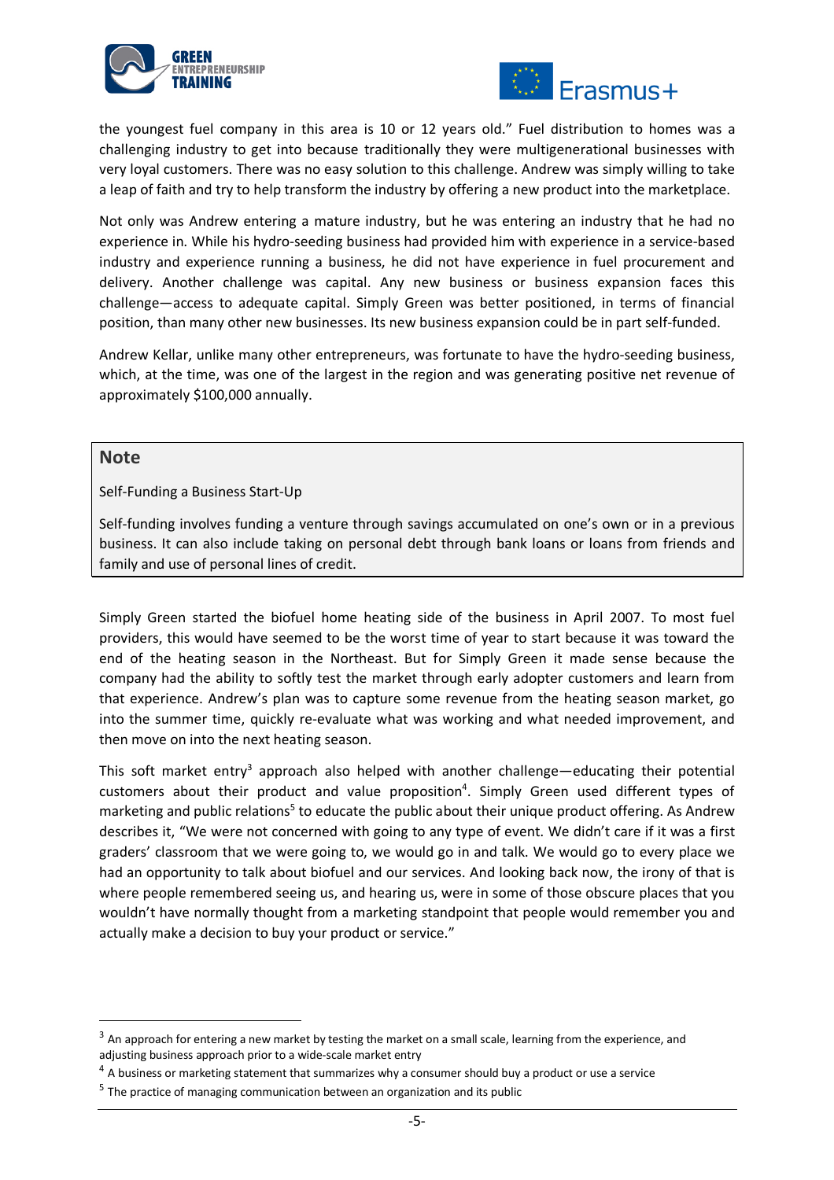the youngest fuel company in this area is 10 or 12 years old." Fuel distribution to homes was a challenging industry to get into because traditionally they were multigenerational businesses with very loyal customers. There was no easy solution to this challenge. Andrew was simply willing to take a leap of faith and try to help transform the industry by offering a new product into the marketplace.

Not only was Andrew entering a mature industry, but he was entering an industry that he had no experience in. While his hydro-seeding business had provided him with experience in a service-based industry and experience running a business, he did not have experience in fuel procurement and delivery. Another challenge was capital. Any new business or business expansion faces this challenge—access to adequate capital. Simply Green was better positioned, in terms of financial position, than many other new businesses. Its new business expansion could be in part self-funded.

Andrew Kellar, unlike many other entrepreneurs, was fortunate to have the hydro-seeding business, which, at the time, was one of the largest in the region and was generating positive net revenue of approximately $100,000 annually.

> **Note**
>
> Self-Funding a Business Start-Up
>
> Self-funding involves funding a venture through savings accumulated on one's own or in a previous business. It can also include taking on personal debt through bank loans or loans from friends and family and use of personal lines of credit.

Simply Green started the biofuel home heating side of the business in April 2007. To most fuel providers, this would have seemed to be the worst time of year to start because it was toward the end of the heating season in the Northeast. But for Simply Green it made sense because the company had the ability to softly test the market through early adopter customers and learn from that experience. Andrew's plan was to capture some revenue from the heating season market, go into the summer time, quickly re-evaluate what was working and what needed improvement, and then move on into the next heating season.

This soft market entry[3] approach also helped with another challenge—educating their potential customers about their product and value proposition[4]. Simply Green used different types of marketing and public relations[5] to educate the public about their unique product offering. As Andrew describes it, "We were not concerned with going to any type of event. We didn't care if it was a first graders' classroom that we were going to, we would go in and talk. We would go to every place we had an opportunity to talk about biofuel and our services. And looking back now, the irony of that is where people remembered seeing us, and hearing us, were in some of those obscure places that you wouldn't have normally thought from a marketing standpoint that people would remember you and actually make a decision to buy your product or service."

---

[3] An approach for entering a new market by testing the market on a small scale, learning from the experience, and adjusting business approach prior to a wide-scale market entry

[4] A business or marketing statement that summarizes why a consumer should buy a product or use a service

[5] The practice of managing communication between an organization and its public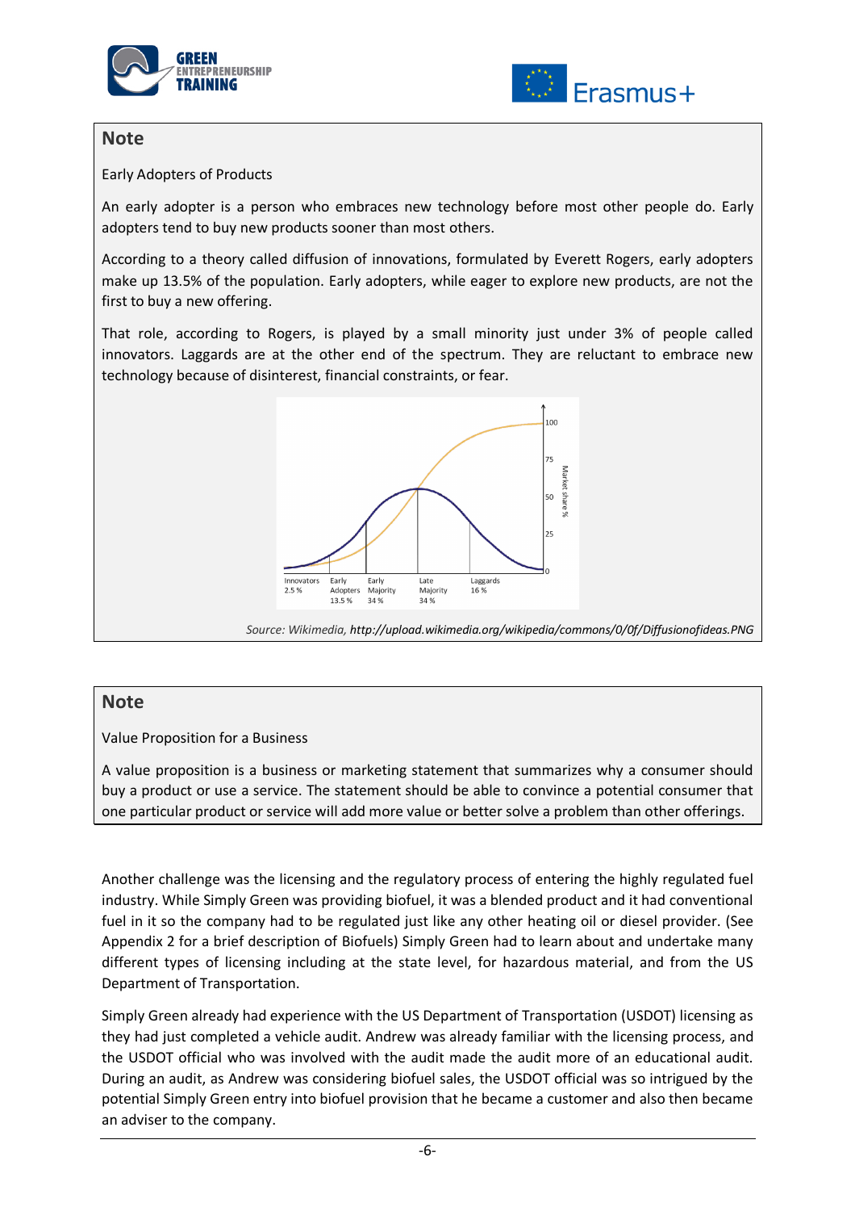## Note

Early Adopters of Products

An early adopter is a person who embraces new technology before most other people do. Early adopters tend to buy new products sooner than most others.

According to a theory called diffusion of innovations, formulated by Everett Rogers, early adopters make up 13.5% of the population. Early adopters, while eager to explore new products, are not the first to buy a new offering.

That role, according to Rogers, is played by a small minority just under 3% of people called innovators. Laggards are at the other end of the spectrum. They are reluctant to embrace new technology because of disinterest, financial constraints, or fear.

Innovators 2.5 % | Early Adopters 13.5 % | Early Majority 34 % | Late Majority 34 % | Laggards 16 %

Market share %: 0, 25, 50, 75, 100

*Source: Wikimedia, http://upload.wikimedia.org/wikipedia/commons/0/0f/Diffusionofideas.PNG*

## Note

Value Proposition for a Business

A value proposition is a business or marketing statement that summarizes why a consumer should buy a product or use a service. The statement should be able to convince a potential consumer that one particular product or service will add more value or better solve a problem than other offerings.

Another challenge was the licensing and the regulatory process of entering the highly regulated fuel industry. While Simply Green was providing biofuel, it was a blended product and it had conventional fuel in it so the company had to be regulated just like any other heating oil or diesel provider. (See Appendix 2 for a brief description of Biofuels) Simply Green had to learn about and undertake many different types of licensing including at the state level, for hazardous material, and from the US Department of Transportation.

Simply Green already had experience with the US Department of Transportation (USDOT) licensing as they had just completed a vehicle audit. Andrew was already familiar with the licensing process, and the USDOT official who was involved with the audit made the audit more of an educational audit. During an audit, as Andrew was considering biofuel sales, the USDOT official was so intrigued by the potential Simply Green entry into biofuel provision that he became a customer and also then became an adviser to the company.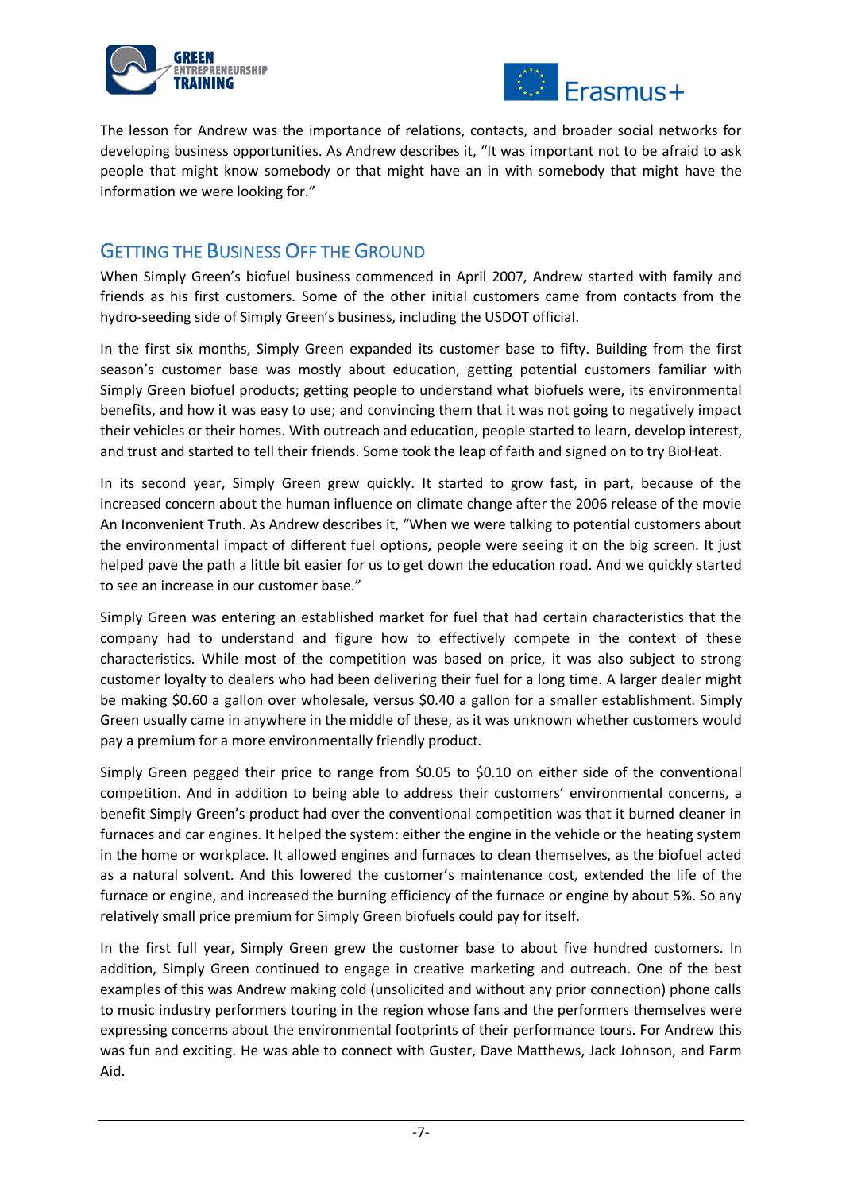The lesson for Andrew was the importance of relations, contacts, and broader social networks for developing business opportunities. As Andrew describes it, "It was important not to be afraid to ask people that might know somebody or that might have an in with somebody that might have the information we were looking for."

## Getting the Business Off the Ground

When Simply Green's biofuel business commenced in April 2007, Andrew started with family and friends as his first customers. Some of the other initial customers came from contacts from the hydro-seeding side of Simply Green's business, including the USDOT official.

In the first six months, Simply Green expanded its customer base to fifty. Building from the first season's customer base was mostly about education, getting potential customers familiar with Simply Green biofuel products; getting people to understand what biofuels were, its environmental benefits, and how it was easy to use; and convincing them that it was not going to negatively impact their vehicles or their homes. With outreach and education, people started to learn, develop interest, and trust and started to tell their friends. Some took the leap of faith and signed on to try BioHeat.

In its second year, Simply Green grew quickly. It started to grow fast, in part, because of the increased concern about the human influence on climate change after the 2006 release of the movie An Inconvenient Truth. As Andrew describes it, "When we were talking to potential customers about the environmental impact of different fuel options, people were seeing it on the big screen. It just helped pave the path a little bit easier for us to get down the education road. And we quickly started to see an increase in our customer base."

Simply Green was entering an established market for fuel that had certain characteristics that the company had to understand and figure how to effectively compete in the context of these characteristics. While most of the competition was based on price, it was also subject to strong customer loyalty to dealers who had been delivering their fuel for a long time. A larger dealer might be making $0.60 a gallon over wholesale, versus $0.40 a gallon for a smaller establishment. Simply Green usually came in anywhere in the middle of these, as it was unknown whether customers would pay a premium for a more environmentally friendly product.

Simply Green pegged their price to range from $0.05 to $0.10 on either side of the conventional competition. And in addition to being able to address their customers' environmental concerns, a benefit Simply Green's product had over the conventional competition was that it burned cleaner in furnaces and car engines. It helped the system: either the engine in the vehicle or the heating system in the home or workplace. It allowed engines and furnaces to clean themselves, as the biofuel acted as a natural solvent. And this lowered the customer's maintenance cost, extended the life of the furnace or engine, and increased the burning efficiency of the furnace or engine by about 5%. So any relatively small price premium for Simply Green biofuels could pay for itself.

In the first full year, Simply Green grew the customer base to about five hundred customers. In addition, Simply Green continued to engage in creative marketing and outreach. One of the best examples of this was Andrew making cold (unsolicited and without any prior connection) phone calls to music industry performers touring in the region whose fans and the performers themselves were expressing concerns about the environmental footprints of their performance tours. For Andrew this was fun and exciting. He was able to connect with Guster, Dave Matthews, Jack Johnson, and Farm Aid.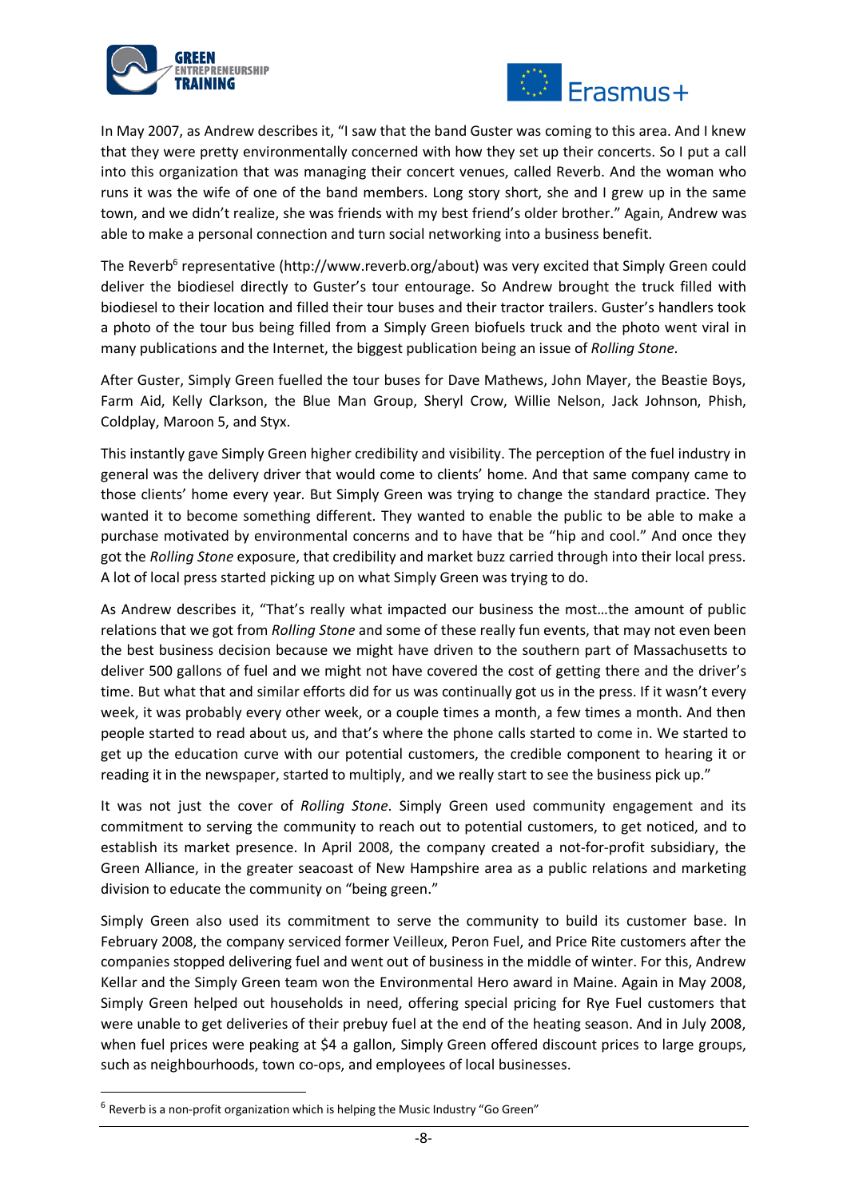In May 2007, as Andrew describes it, "I saw that the band Guster was coming to this area. And I knew that they were pretty environmentally concerned with how they set up their concerts. So I put a call into this organization that was managing their concert venues, called Reverb. And the woman who runs it was the wife of one of the band members. Long story short, she and I grew up in the same town, and we didn't realize, she was friends with my best friend's older brother." Again, Andrew was able to make a personal connection and turn social networking into a business benefit.

The Reverb[6] representative (http://www.reverb.org/about) was very excited that Simply Green could deliver the biodiesel directly to Guster's tour entourage. So Andrew brought the truck filled with biodiesel to their location and filled their tour buses and their tractor trailers. Guster's handlers took a photo of the tour bus being filled from a Simply Green biofuels truck and the photo went viral in many publications and the Internet, the biggest publication being an issue of *Rolling Stone*.

After Guster, Simply Green fuelled the tour buses for Dave Mathews, John Mayer, the Beastie Boys, Farm Aid, Kelly Clarkson, the Blue Man Group, Sheryl Crow, Willie Nelson, Jack Johnson, Phish, Coldplay, Maroon 5, and Styx.

This instantly gave Simply Green higher credibility and visibility. The perception of the fuel industry in general was the delivery driver that would come to clients' home. And that same company came to those clients' home every year. But Simply Green was trying to change the standard practice. They wanted it to become something different. They wanted to enable the public to be able to make a purchase motivated by environmental concerns and to have that be "hip and cool." And once they got the *Rolling Stone* exposure, that credibility and market buzz carried through into their local press. A lot of local press started picking up on what Simply Green was trying to do.

As Andrew describes it, "That's really what impacted our business the most…the amount of public relations that we got from *Rolling Stone* and some of these really fun events, that may not even been the best business decision because we might have driven to the southern part of Massachusetts to deliver 500 gallons of fuel and we might not have covered the cost of getting there and the driver's time. But what that and similar efforts did for us was continually got us in the press. If it wasn't every week, it was probably every other week, or a couple times a month, a few times a month. And then people started to read about us, and that's where the phone calls started to come in. We started to get up the education curve with our potential customers, the credible component to hearing it or reading it in the newspaper, started to multiply, and we really start to see the business pick up."

It was not just the cover of *Rolling Stone*. Simply Green used community engagement and its commitment to serving the community to reach out to potential customers, to get noticed, and to establish its market presence. In April 2008, the company created a not-for-profit subsidiary, the Green Alliance, in the greater seacoast of New Hampshire area as a public relations and marketing division to educate the community on "being green."

Simply Green also used its commitment to serve the community to build its customer base. In February 2008, the company serviced former Veilleux, Peron Fuel, and Price Rite customers after the companies stopped delivering fuel and went out of business in the middle of winter. For this, Andrew Kellar and the Simply Green team won the Environmental Hero award in Maine. Again in May 2008, Simply Green helped out households in need, offering special pricing for Rye Fuel customers that were unable to get deliveries of their prebuy fuel at the end of the heating season. And in July 2008, when fuel prices were peaking at $4 a gallon, Simply Green offered discount prices to large groups, such as neighbourhoods, town co-ops, and employees of local businesses.

[6] Reverb is a non-profit organization which is helping the Music Industry "Go Green"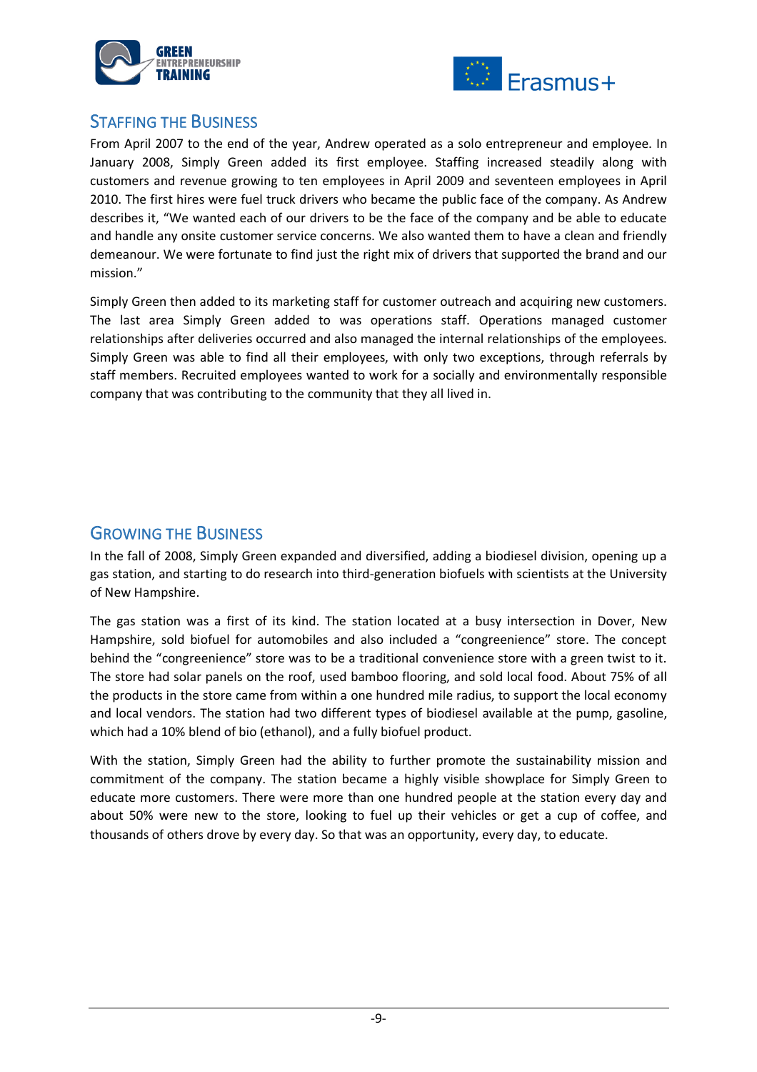## Staffing the Business

From April 2007 to the end of the year, Andrew operated as a solo entrepreneur and employee. In January 2008, Simply Green added its first employee. Staffing increased steadily along with customers and revenue growing to ten employees in April 2009 and seventeen employees in April 2010. The first hires were fuel truck drivers who became the public face of the company. As Andrew describes it, "We wanted each of our drivers to be the face of the company and be able to educate and handle any onsite customer service concerns. We also wanted them to have a clean and friendly demeanour. We were fortunate to find just the right mix of drivers that supported the brand and our mission."

Simply Green then added to its marketing staff for customer outreach and acquiring new customers. The last area Simply Green added to was operations staff. Operations managed customer relationships after deliveries occurred and also managed the internal relationships of the employees. Simply Green was able to find all their employees, with only two exceptions, through referrals by staff members. Recruited employees wanted to work for a socially and environmentally responsible company that was contributing to the community that they all lived in.

## Growing the Business

In the fall of 2008, Simply Green expanded and diversified, adding a biodiesel division, opening up a gas station, and starting to do research into third-generation biofuels with scientists at the University of New Hampshire.

The gas station was a first of its kind. The station located at a busy intersection in Dover, New Hampshire, sold biofuel for automobiles and also included a "congreenience" store. The concept behind the "congreenience" store was to be a traditional convenience store with a green twist to it. The store had solar panels on the roof, used bamboo flooring, and sold local food. About 75% of all the products in the store came from within a one hundred mile radius, to support the local economy and local vendors. The station had two different types of biodiesel available at the pump, gasoline, which had a 10% blend of bio (ethanol), and a fully biofuel product.

With the station, Simply Green had the ability to further promote the sustainability mission and commitment of the company. The station became a highly visible showplace for Simply Green to educate more customers. There were more than one hundred people at the station every day and about 50% were new to the store, looking to fuel up their vehicles or get a cup of coffee, and thousands of others drove by every day. So that was an opportunity, every day, to educate.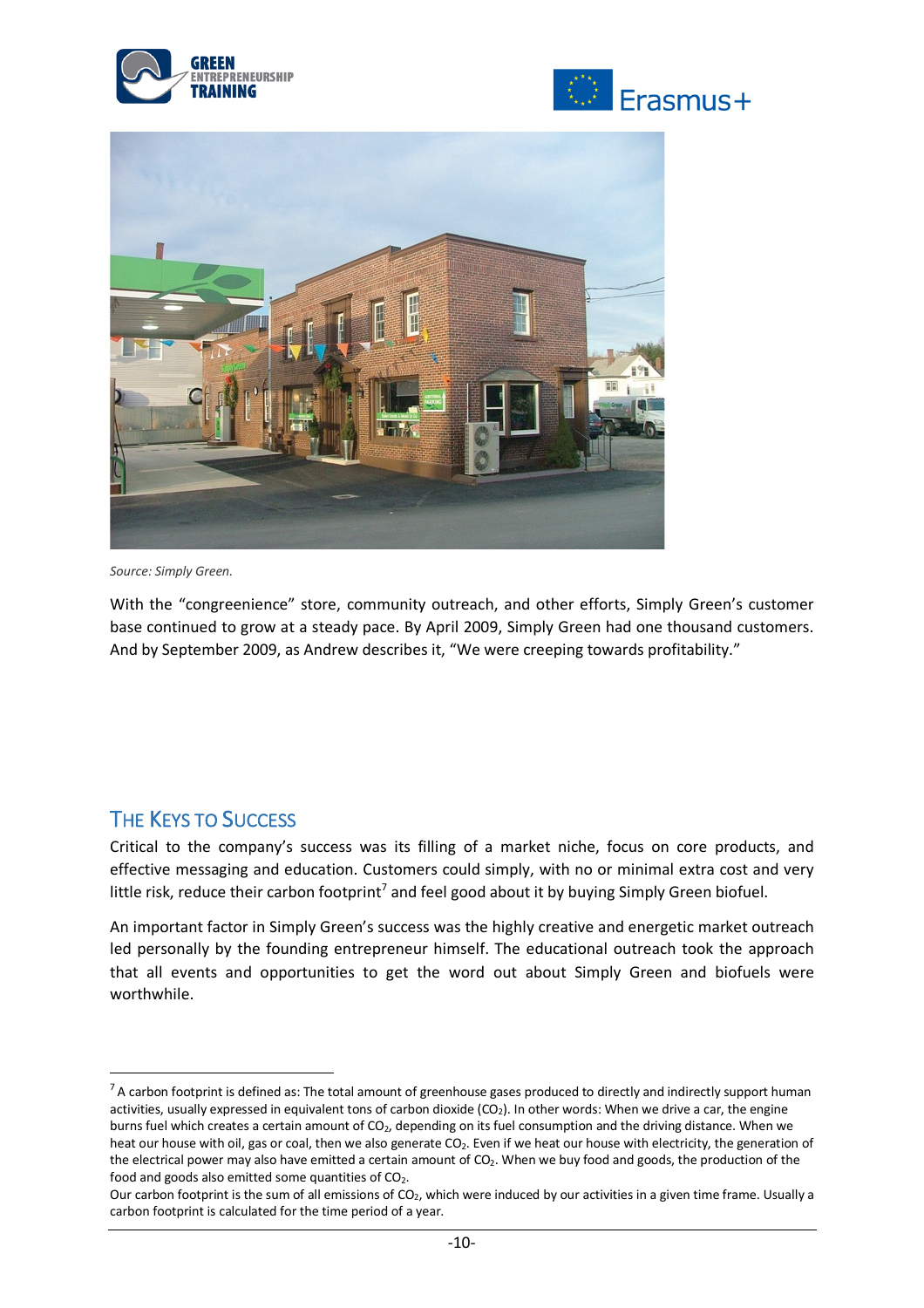*Source: Simply Green.*

With the "congreenience" store, community outreach, and other efforts, Simply Green's customer base continued to grow at a steady pace. By April 2009, Simply Green had one thousand customers. And by September 2009, as Andrew describes it, "We were creeping towards profitability."

## The Keys to Success

Critical to the company's success was its filling of a market niche, focus on core products, and effective messaging and education. Customers could simply, with no or minimal extra cost and very little risk, reduce their carbon footprint[7] and feel good about it by buying Simply Green biofuel.

An important factor in Simply Green's success was the highly creative and energetic market outreach led personally by the founding entrepreneur himself. The educational outreach took the approach that all events and opportunities to get the word out about Simply Green and biofuels were worthwhile.

[7] A carbon footprint is defined as: The total amount of greenhouse gases produced to directly and indirectly support human activities, usually expressed in equivalent tons of carbon dioxide ($CO_2$). In other words: When we drive a car, the engine burns fuel which creates a certain amount of $CO_2$, depending on its fuel consumption and the driving distance. When we heat our house with oil, gas or coal, then we also generate $CO_2$. Even if we heat our house with electricity, the generation of the electrical power may also have emitted a certain amount of $CO_2$. When we buy food and goods, the production of the food and goods also emitted some quantities of $CO_2$.
Our carbon footprint is the sum of all emissions of $CO_2$, which were induced by our activities in a given time frame. Usually a carbon footprint is calculated for the time period of a year.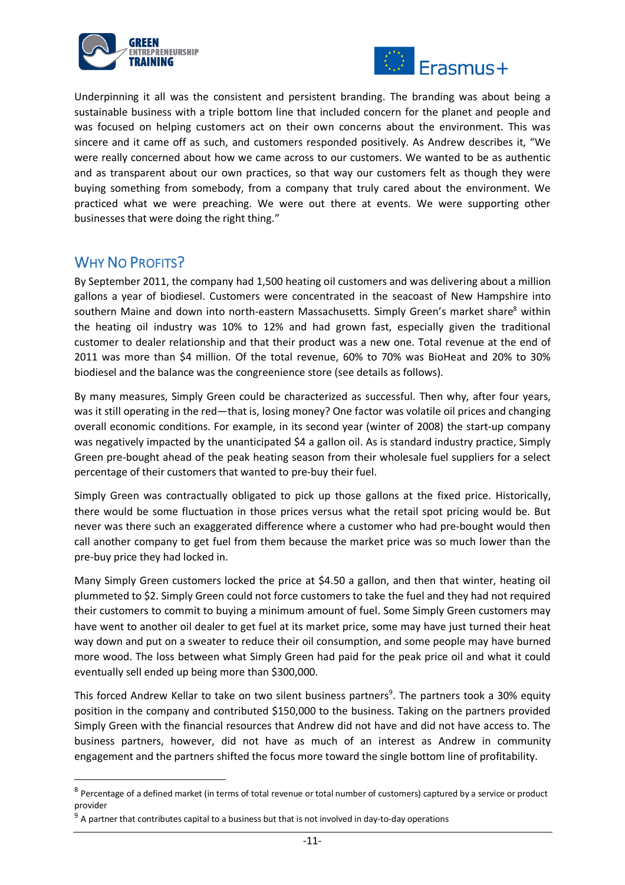Underpinning it all was the consistent and persistent branding. The branding was about being a sustainable business with a triple bottom line that included concern for the planet and people and was focused on helping customers act on their own concerns about the environment. This was sincere and it came off as such, and customers responded positively. As Andrew describes it, "We were really concerned about how we came across to our customers. We wanted to be as authentic and as transparent about our own practices, so that way our customers felt as though they were buying something from somebody, from a company that truly cared about the environment. We practiced what we were preaching. We were out there at events. We were supporting other businesses that were doing the right thing."

## Why No Profits?

By September 2011, the company had 1,500 heating oil customers and was delivering about a million gallons a year of biodiesel. Customers were concentrated in the seacoast of New Hampshire into southern Maine and down into north-eastern Massachusetts. Simply Green's market share[8] within the heating oil industry was 10% to 12% and had grown fast, especially given the traditional customer to dealer relationship and that their product was a new one. Total revenue at the end of 2011 was more than $4 million. Of the total revenue, 60% to 70% was BioHeat and 20% to 30% biodiesel and the balance was the congreenience store (see details as follows).

By many measures, Simply Green could be characterized as successful. Then why, after four years, was it still operating in the red—that is, losing money? One factor was volatile oil prices and changing overall economic conditions. For example, in its second year (winter of 2008) the start-up company was negatively impacted by the unanticipated $4 a gallon oil. As is standard industry practice, Simply Green pre-bought ahead of the peak heating season from their wholesale fuel suppliers for a select percentage of their customers that wanted to pre-buy their fuel.

Simply Green was contractually obligated to pick up those gallons at the fixed price. Historically, there would be some fluctuation in those prices versus what the retail spot pricing would be. But never was there such an exaggerated difference where a customer who had pre-bought would then call another company to get fuel from them because the market price was so much lower than the pre-buy price they had locked in.

Many Simply Green customers locked the price at $4.50 a gallon, and then that winter, heating oil plummeted to $2. Simply Green could not force customers to take the fuel and they had not required their customers to commit to buying a minimum amount of fuel. Some Simply Green customers may have went to another oil dealer to get fuel at its market price, some may have just turned their heat way down and put on a sweater to reduce their oil consumption, and some people may have burned more wood. The loss between what Simply Green had paid for the peak price oil and what it could eventually sell ended up being more than $300,000.

This forced Andrew Kellar to take on two silent business partners[9]. The partners took a 30% equity position in the company and contributed $150,000 to the business. Taking on the partners provided Simply Green with the financial resources that Andrew did not have and did not have access to. The business partners, however, did not have as much of an interest as Andrew in community engagement and the partners shifted the focus more toward the single bottom line of profitability.

---

[8] Percentage of a defined market (in terms of total revenue or total number of customers) captured by a service or product provider

[9] A partner that contributes capital to a business but that is not involved in day-to-day operations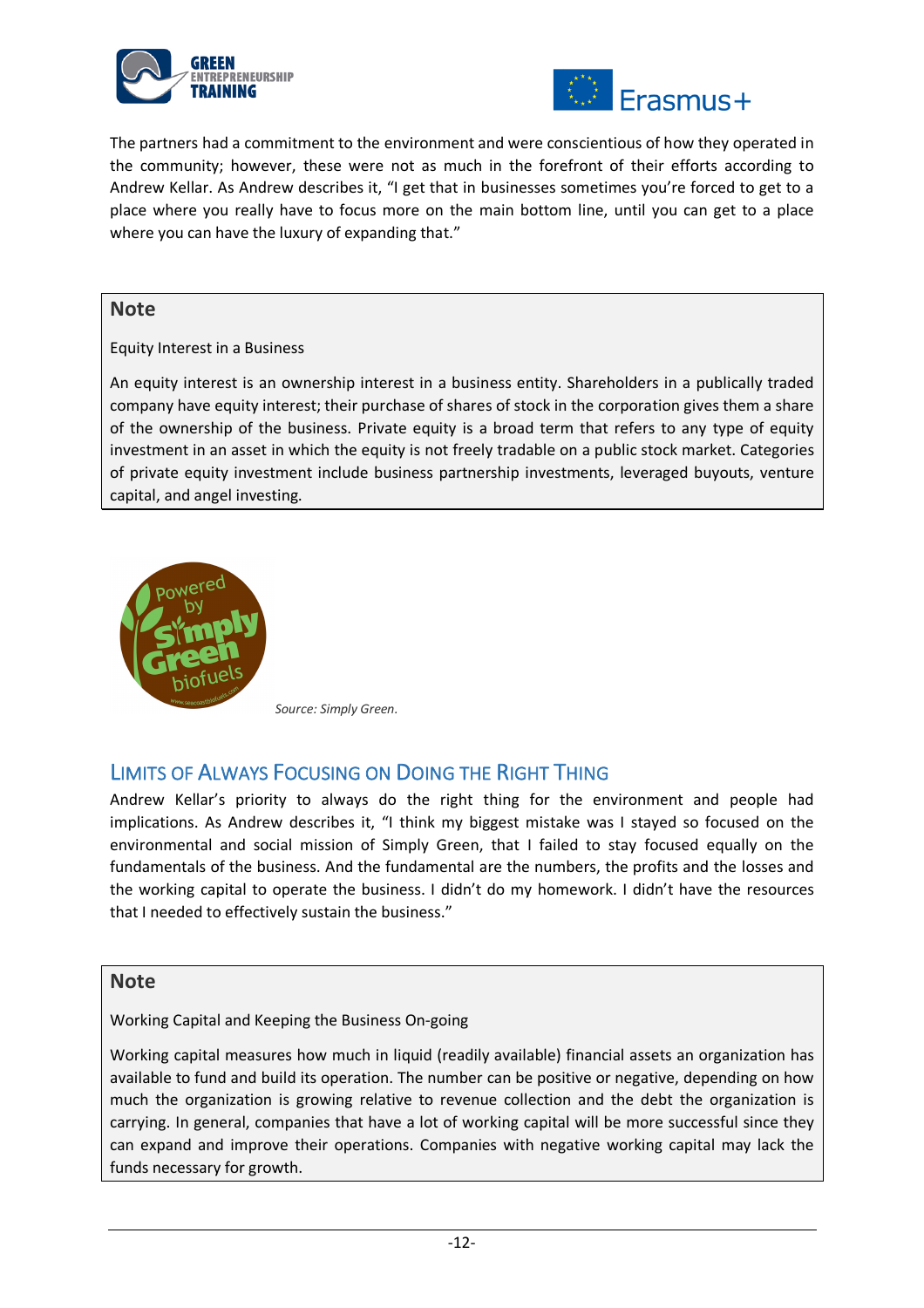The partners had a commitment to the environment and were conscientious of how they operated in the community; however, these were not as much in the forefront of their efforts according to Andrew Kellar. As Andrew describes it, "I get that in businesses sometimes you're forced to get to a place where you really have to focus more on the main bottom line, until you can get to a place where you can have the luxury of expanding that."

> **Note**
>
> Equity Interest in a Business
>
> An equity interest is an ownership interest in a business entity. Shareholders in a publically traded company have equity interest; their purchase of shares of stock in the corporation gives them a share of the ownership of the business. Private equity is a broad term that refers to any type of equity investment in an asset in which the equity is not freely tradable on a public stock market. Categories of private equity investment include business partnership investments, leveraged buyouts, venture capital, and angel investing.

*Source: Simply Green.*

## Limits of Always Focusing on Doing the Right Thing

Andrew Kellar's priority to always do the right thing for the environment and people had implications. As Andrew describes it, "I think my biggest mistake was I stayed so focused on the environmental and social mission of Simply Green, that I failed to stay focused equally on the fundamentals of the business. And the fundamental are the numbers, the profits and the losses and the working capital to operate the business. I didn't do my homework. I didn't have the resources that I needed to effectively sustain the business."

> **Note**
>
> Working Capital and Keeping the Business On-going
>
> Working capital measures how much in liquid (readily available) financial assets an organization has available to fund and build its operation. The number can be positive or negative, depending on how much the organization is growing relative to revenue collection and the debt the organization is carrying. In general, companies that have a lot of working capital will be more successful since they can expand and improve their operations. Companies with negative working capital may lack the funds necessary for growth.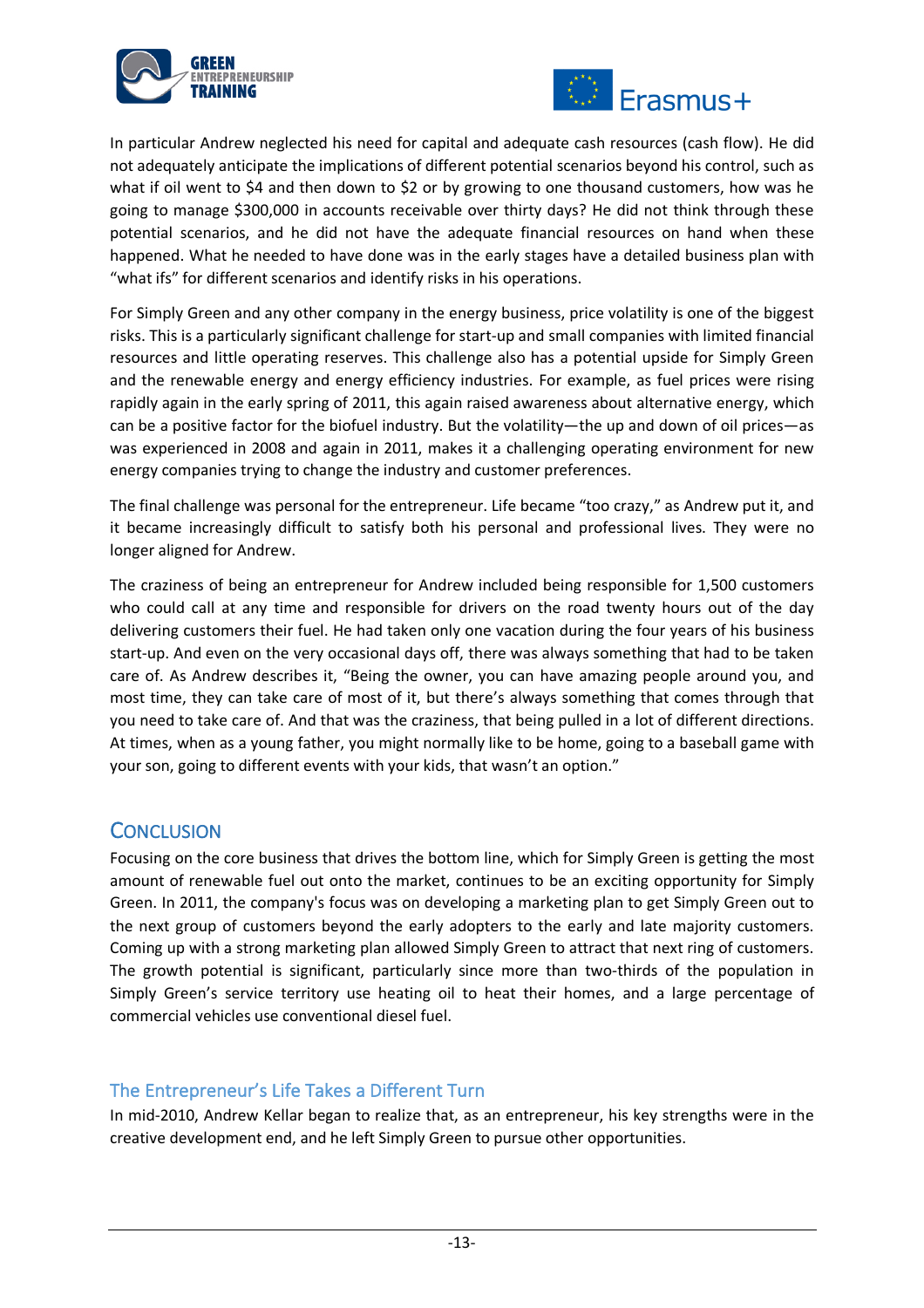In particular Andrew neglected his need for capital and adequate cash resources (cash flow). He did not adequately anticipate the implications of different potential scenarios beyond his control, such as what if oil went to $4 and then down to $2 or by growing to one thousand customers, how was he going to manage $300,000 in accounts receivable over thirty days? He did not think through these potential scenarios, and he did not have the adequate financial resources on hand when these happened. What he needed to have done was in the early stages have a detailed business plan with "what ifs" for different scenarios and identify risks in his operations.

For Simply Green and any other company in the energy business, price volatility is one of the biggest risks. This is a particularly significant challenge for start-up and small companies with limited financial resources and little operating reserves. This challenge also has a potential upside for Simply Green and the renewable energy and energy efficiency industries. For example, as fuel prices were rising rapidly again in the early spring of 2011, this again raised awareness about alternative energy, which can be a positive factor for the biofuel industry. But the volatility—the up and down of oil prices—as was experienced in 2008 and again in 2011, makes it a challenging operating environment for new energy companies trying to change the industry and customer preferences.

The final challenge was personal for the entrepreneur. Life became "too crazy," as Andrew put it, and it became increasingly difficult to satisfy both his personal and professional lives. They were no longer aligned for Andrew.

The craziness of being an entrepreneur for Andrew included being responsible for 1,500 customers who could call at any time and responsible for drivers on the road twenty hours out of the day delivering customers their fuel. He had taken only one vacation during the four years of his business start-up. And even on the very occasional days off, there was always something that had to be taken care of. As Andrew describes it, "Being the owner, you can have amazing people around you, and most time, they can take care of most of it, but there's always something that comes through that you need to take care of. And that was the craziness, that being pulled in a lot of different directions. At times, when as a young father, you might normally like to be home, going to a baseball game with your son, going to different events with your kids, that wasn't an option."

## Conclusion

Focusing on the core business that drives the bottom line, which for Simply Green is getting the most amount of renewable fuel out onto the market, continues to be an exciting opportunity for Simply Green. In 2011, the company's focus was on developing a marketing plan to get Simply Green out to the next group of customers beyond the early adopters to the early and late majority customers. Coming up with a strong marketing plan allowed Simply Green to attract that next ring of customers. The growth potential is significant, particularly since more than two-thirds of the population in Simply Green's service territory use heating oil to heat their homes, and a large percentage of commercial vehicles use conventional diesel fuel.

### The Entrepreneur's Life Takes a Different Turn

In mid-2010, Andrew Kellar began to realize that, as an entrepreneur, his key strengths were in the creative development end, and he left Simply Green to pursue other opportunities.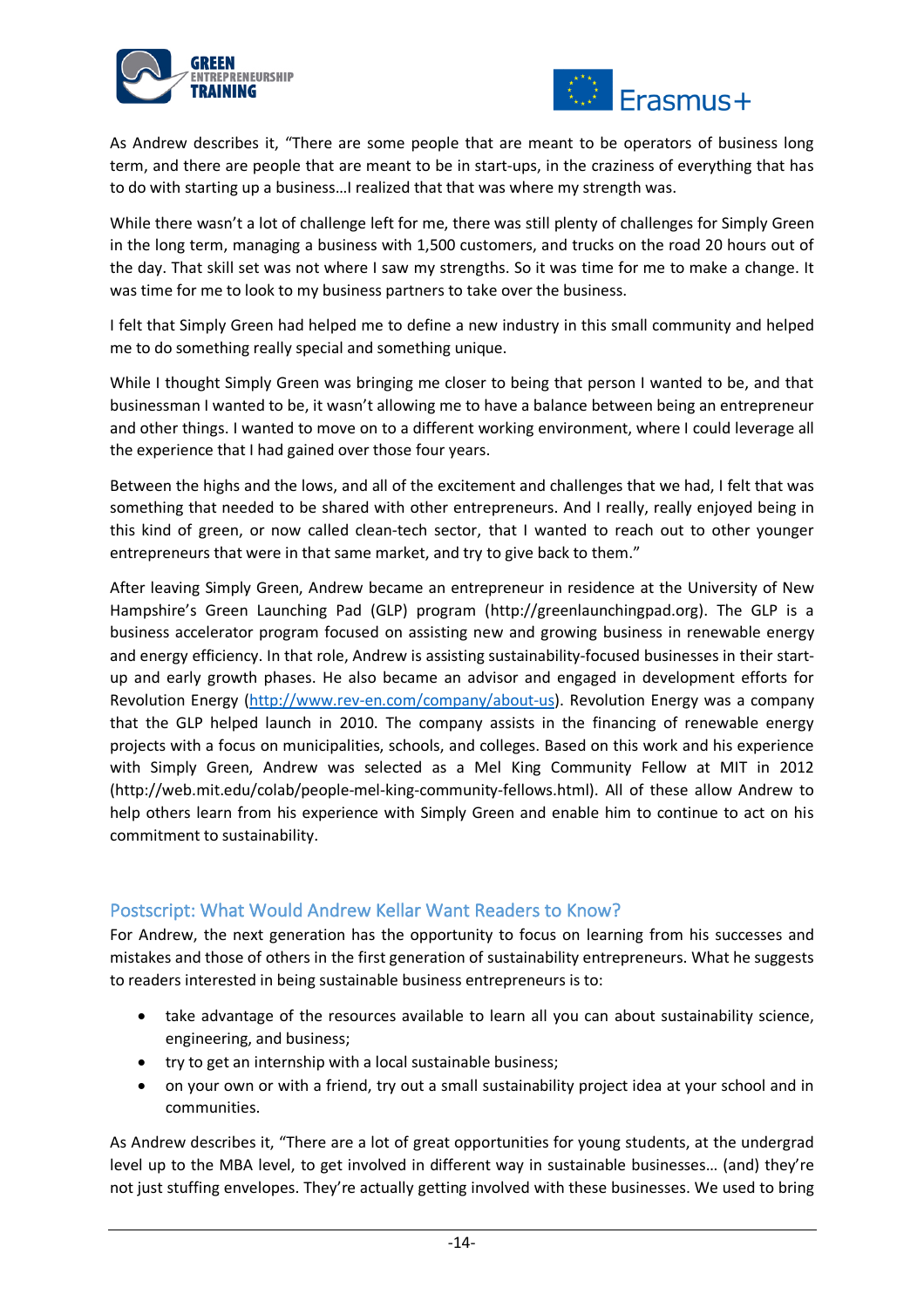As Andrew describes it, "There are some people that are meant to be operators of business long term, and there are people that are meant to be in start-ups, in the craziness of everything that has to do with starting up a business…I realized that that was where my strength was.

While there wasn't a lot of challenge left for me, there was still plenty of challenges for Simply Green in the long term, managing a business with 1,500 customers, and trucks on the road 20 hours out of the day. That skill set was not where I saw my strengths. So it was time for me to make a change. It was time for me to look to my business partners to take over the business.

I felt that Simply Green had helped me to define a new industry in this small community and helped me to do something really special and something unique.

While I thought Simply Green was bringing me closer to being that person I wanted to be, and that businessman I wanted to be, it wasn't allowing me to have a balance between being an entrepreneur and other things. I wanted to move on to a different working environment, where I could leverage all the experience that I had gained over those four years.

Between the highs and the lows, and all of the excitement and challenges that we had, I felt that was something that needed to be shared with other entrepreneurs. And I really, really enjoyed being in this kind of green, or now called clean-tech sector, that I wanted to reach out to other younger entrepreneurs that were in that same market, and try to give back to them."

After leaving Simply Green, Andrew became an entrepreneur in residence at the University of New Hampshire's Green Launching Pad (GLP) program (http://greenlaunchingpad.org). The GLP is a business accelerator program focused on assisting new and growing business in renewable energy and energy efficiency. In that role, Andrew is assisting sustainability-focused businesses in their start-up and early growth phases. He also became an advisor and engaged in development efforts for Revolution Energy (http://www.rev-en.com/company/about-us). Revolution Energy was a company that the GLP helped launch in 2010. The company assists in the financing of renewable energy projects with a focus on municipalities, schools, and colleges. Based on this work and his experience with Simply Green, Andrew was selected as a Mel King Community Fellow at MIT in 2012 (http://web.mit.edu/colab/people-mel-king-community-fellows.html). All of these allow Andrew to help others learn from his experience with Simply Green and enable him to continue to act on his commitment to sustainability.

## Postscript: What Would Andrew Kellar Want Readers to Know?

For Andrew, the next generation has the opportunity to focus on learning from his successes and mistakes and those of others in the first generation of sustainability entrepreneurs. What he suggests to readers interested in being sustainable business entrepreneurs is to:

- take advantage of the resources available to learn all you can about sustainability science, engineering, and business;
- try to get an internship with a local sustainable business;
- on your own or with a friend, try out a small sustainability project idea at your school and in communities.

As Andrew describes it, "There are a lot of great opportunities for young students, at the undergrad level up to the MBA level, to get involved in different way in sustainable businesses… (and) they're not just stuffing envelopes. They're actually getting involved with these businesses. We used to bring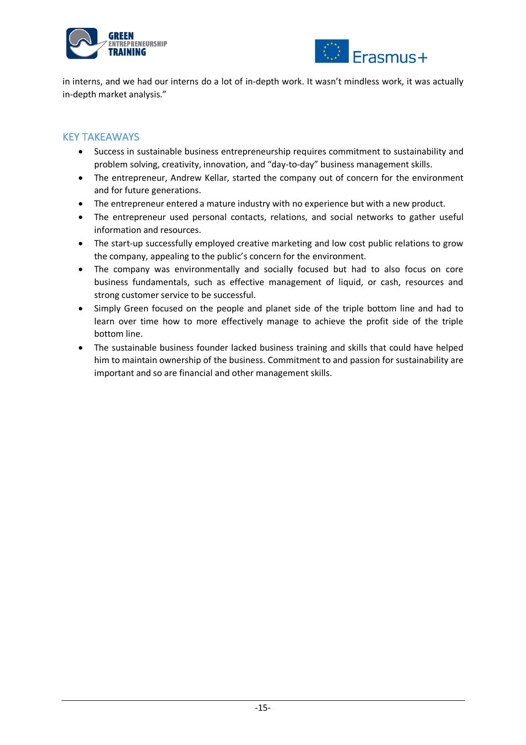in interns, and we had our interns do a lot of in-depth work. It wasn't mindless work, it was actually in-depth market analysis."

## KEY TAKEAWAYS

- Success in sustainable business entrepreneurship requires commitment to sustainability and problem solving, creativity, innovation, and "day-to-day" business management skills.
- The entrepreneur, Andrew Kellar, started the company out of concern for the environment and for future generations.
- The entrepreneur entered a mature industry with no experience but with a new product.
- The entrepreneur used personal contacts, relations, and social networks to gather useful information and resources.
- The start-up successfully employed creative marketing and low cost public relations to grow the company, appealing to the public's concern for the environment.
- The company was environmentally and socially focused but had to also focus on core business fundamentals, such as effective management of liquid, or cash, resources and strong customer service to be successful.
- Simply Green focused on the people and planet side of the triple bottom line and had to learn over time how to more effectively manage to achieve the profit side of the triple bottom line.
- The sustainable business founder lacked business training and skills that could have helped him to maintain ownership of the business. Commitment to and passion for sustainability are important and so are financial and other management skills.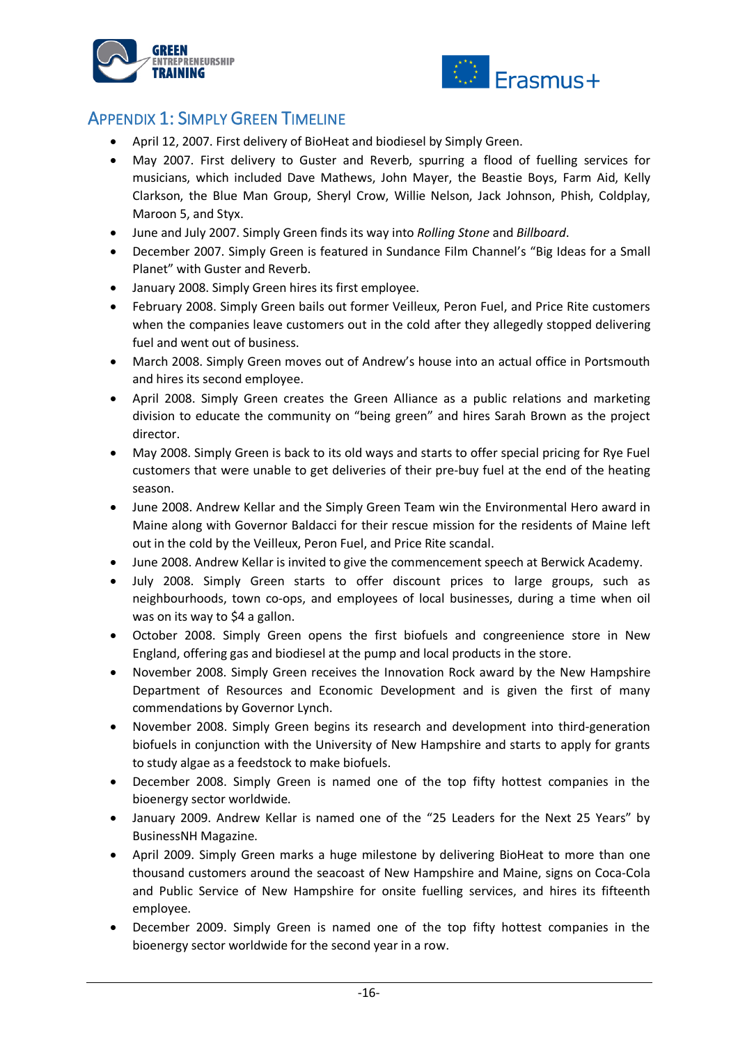## Appendix 1: Simply Green Timeline

- April 12, 2007. First delivery of BioHeat and biodiesel by Simply Green.
- May 2007. First delivery to Guster and Reverb, spurring a flood of fuelling services for musicians, which included Dave Mathews, John Mayer, the Beastie Boys, Farm Aid, Kelly Clarkson, the Blue Man Group, Sheryl Crow, Willie Nelson, Jack Johnson, Phish, Coldplay, Maroon 5, and Styx.
- June and July 2007. Simply Green finds its way into *Rolling Stone* and *Billboard*.
- December 2007. Simply Green is featured in Sundance Film Channel's "Big Ideas for a Small Planet" with Guster and Reverb.
- January 2008. Simply Green hires its first employee.
- February 2008. Simply Green bails out former Veilleux, Peron Fuel, and Price Rite customers when the companies leave customers out in the cold after they allegedly stopped delivering fuel and went out of business.
- March 2008. Simply Green moves out of Andrew's house into an actual office in Portsmouth and hires its second employee.
- April 2008. Simply Green creates the Green Alliance as a public relations and marketing division to educate the community on "being green" and hires Sarah Brown as the project director.
- May 2008. Simply Green is back to its old ways and starts to offer special pricing for Rye Fuel customers that were unable to get deliveries of their pre-buy fuel at the end of the heating season.
- June 2008. Andrew Kellar and the Simply Green Team win the Environmental Hero award in Maine along with Governor Baldacci for their rescue mission for the residents of Maine left out in the cold by the Veilleux, Peron Fuel, and Price Rite scandal.
- June 2008. Andrew Kellar is invited to give the commencement speech at Berwick Academy.
- July 2008. Simply Green starts to offer discount prices to large groups, such as neighbourhoods, town co-ops, and employees of local businesses, during a time when oil was on its way to $4 a gallon.
- October 2008. Simply Green opens the first biofuels and congreenience store in New England, offering gas and biodiesel at the pump and local products in the store.
- November 2008. Simply Green receives the Innovation Rock award by the New Hampshire Department of Resources and Economic Development and is given the first of many commendations by Governor Lynch.
- November 2008. Simply Green begins its research and development into third-generation biofuels in conjunction with the University of New Hampshire and starts to apply for grants to study algae as a feedstock to make biofuels.
- December 2008. Simply Green is named one of the top fifty hottest companies in the bioenergy sector worldwide.
- January 2009. Andrew Kellar is named one of the "25 Leaders for the Next 25 Years" by BusinessNH Magazine.
- April 2009. Simply Green marks a huge milestone by delivering BioHeat to more than one thousand customers around the seacoast of New Hampshire and Maine, signs on Coca-Cola and Public Service of New Hampshire for onsite fuelling services, and hires its fifteenth employee.
- December 2009. Simply Green is named one of the top fifty hottest companies in the bioenergy sector worldwide for the second year in a row.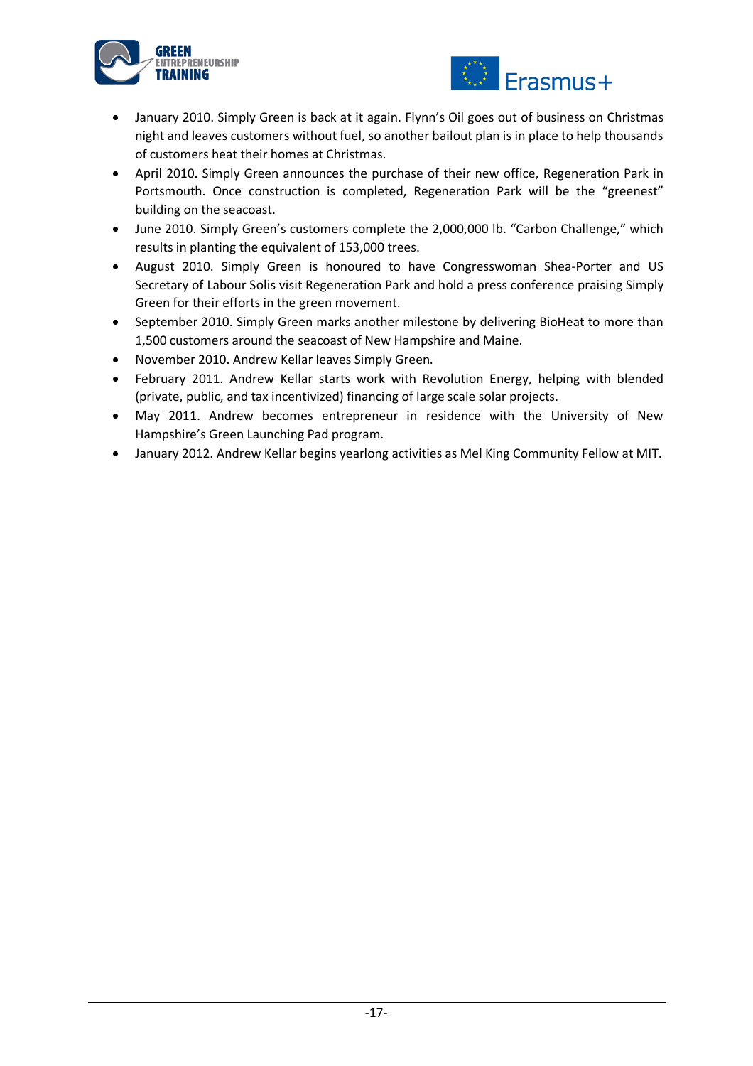- January 2010. Simply Green is back at it again. Flynn's Oil goes out of business on Christmas night and leaves customers without fuel, so another bailout plan is in place to help thousands of customers heat their homes at Christmas.
- April 2010. Simply Green announces the purchase of their new office, Regeneration Park in Portsmouth. Once construction is completed, Regeneration Park will be the "greenest" building on the seacoast.
- June 2010. Simply Green's customers complete the 2,000,000 lb. "Carbon Challenge," which results in planting the equivalent of 153,000 trees.
- August 2010. Simply Green is honoured to have Congresswoman Shea-Porter and US Secretary of Labour Solis visit Regeneration Park and hold a press conference praising Simply Green for their efforts in the green movement.
- September 2010. Simply Green marks another milestone by delivering BioHeat to more than 1,500 customers around the seacoast of New Hampshire and Maine.
- November 2010. Andrew Kellar leaves Simply Green.
- February 2011. Andrew Kellar starts work with Revolution Energy, helping with blended (private, public, and tax incentivized) financing of large scale solar projects.
- May 2011. Andrew becomes entrepreneur in residence with the University of New Hampshire's Green Launching Pad program.
- January 2012. Andrew Kellar begins yearlong activities as Mel King Community Fellow at MIT.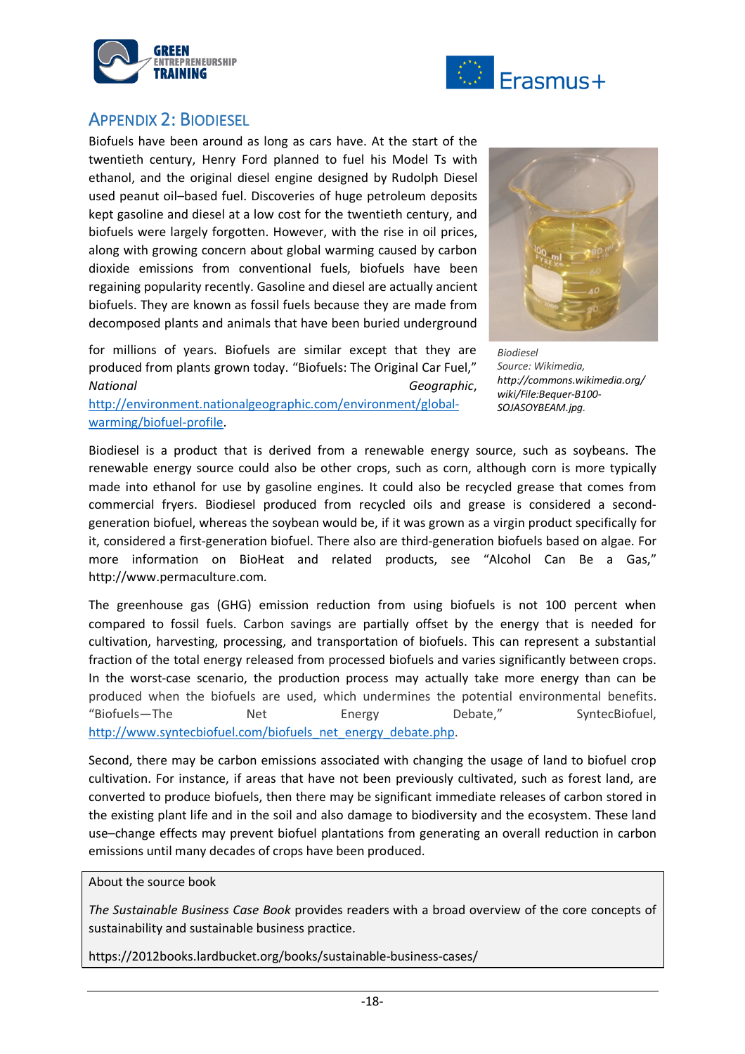## Appendix 2: Biodiesel

Biofuels have been around as long as cars have. At the start of the twentieth century, Henry Ford planned to fuel his Model Ts with ethanol, and the original diesel engine designed by Rudolph Diesel used peanut oil–based fuel. Discoveries of huge petroleum deposits kept gasoline and diesel at a low cost for the twentieth century, and biofuels were largely forgotten. However, with the rise in oil prices, along with growing concern about global warming caused by carbon dioxide emissions from conventional fuels, biofuels have been regaining popularity recently. Gasoline and diesel are actually ancient biofuels. They are known as fossil fuels because they are made from decomposed plants and animals that have been buried underground for millions of years. Biofuels are similar except that they are produced from plants grown today. "Biofuels: The Original Car Fuel," *National Geographic*, http://environment.nationalgeographic.com/environment/global-warming/biofuel-profile.

*Biodiesel*
*Source: Wikimedia, http://commons.wikimedia.org/wiki/File:Bequer-B100-SOJASOYBEAM.jpg.*

Biodiesel is a product that is derived from a renewable energy source, such as soybeans. The renewable energy source could also be other crops, such as corn, although corn is more typically made into ethanol for use by gasoline engines. It could also be recycled grease that comes from commercial fryers. Biodiesel produced from recycled oils and grease is considered a second-generation biofuel, whereas the soybean would be, if it was grown as a virgin product specifically for it, considered a first-generation biofuel. There also are third-generation biofuels based on algae. For more information on BioHeat and related products, see "Alcohol Can Be a Gas," http://www.permaculture.com.

The greenhouse gas (GHG) emission reduction from using biofuels is not 100 percent when compared to fossil fuels. Carbon savings are partially offset by the energy that is needed for cultivation, harvesting, processing, and transportation of biofuels. This can represent a substantial fraction of the total energy released from processed biofuels and varies significantly between crops. In the worst-case scenario, the production process may actually take more energy than can be produced when the biofuels are used, which undermines the potential environmental benefits. "Biofuels—The Net Energy Debate," SyntecBiofuel, http://www.syntecbiofuel.com/biofuels_net_energy_debate.php.

Second, there may be carbon emissions associated with changing the usage of land to biofuel crop cultivation. For instance, if areas that have not been previously cultivated, such as forest land, are converted to produce biofuels, then there may be significant immediate releases of carbon stored in the existing plant life and in the soil and also damage to biodiversity and the ecosystem. These land use–change effects may prevent biofuel plantations from generating an overall reduction in carbon emissions until many decades of crops have been produced.

About the source book

*The Sustainable Business Case Book* provides readers with a broad overview of the core concepts of sustainability and sustainable business practice.

https://2012books.lardbucket.org/books/sustainable-business-cases/